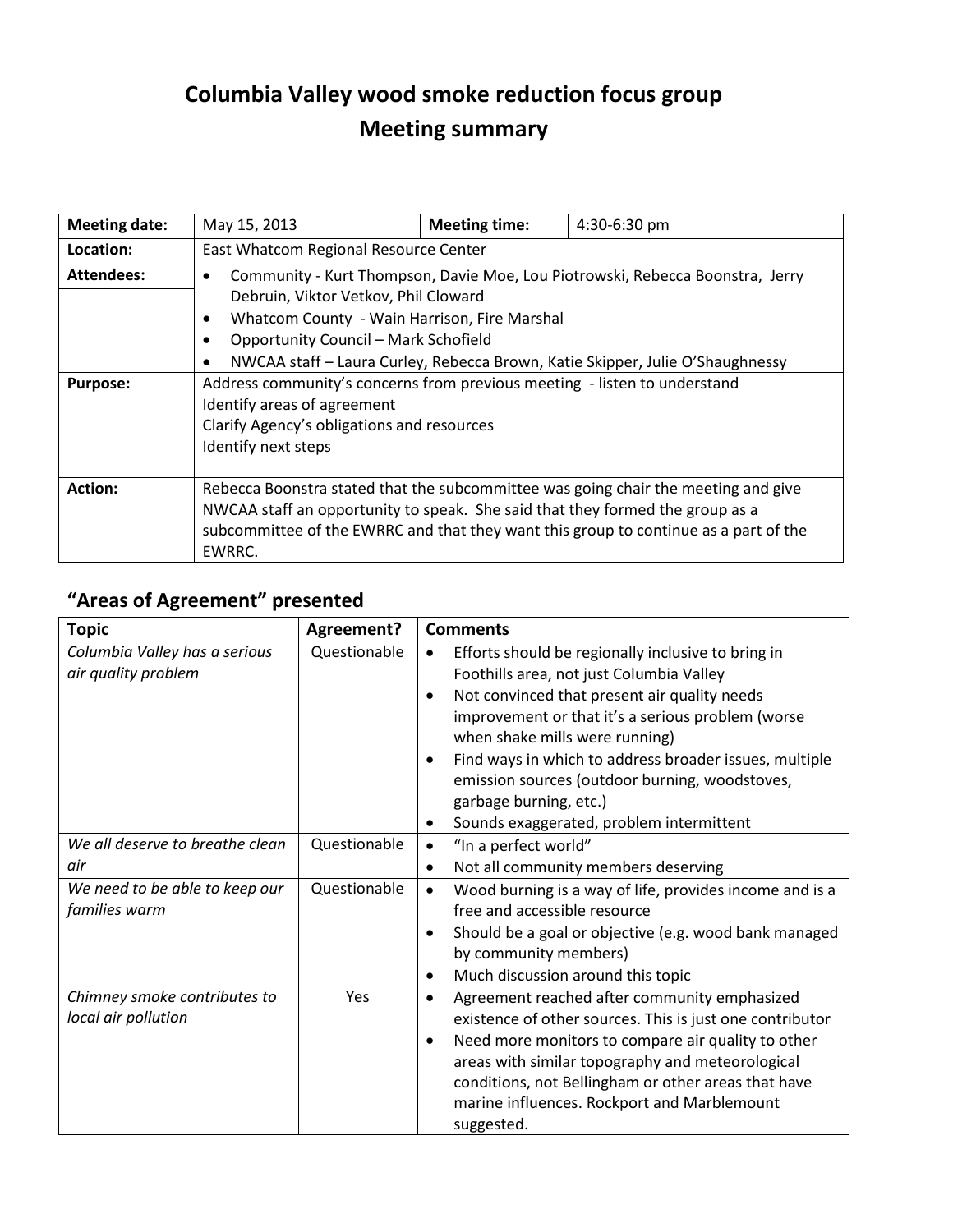# Columbia Valley wood smoke reduction focus group
# Meeting summary

| **Meeting date:** | May 15, 2013 | **Meeting time:** | 4:30-6:30 pm |
|---|---|---|---|
| **Location:** | East Whatcom Regional Resource Center | | |
| **Attendees:** | • Community - Kurt Thompson, Davie Moe, Lou Piotrowski, Rebecca Boonstra, Jerry Debruin, Viktor Vetkov, Phil Cloward<br>• Whatcom County - Wain Harrison, Fire Marshal<br>• Opportunity Council – Mark Schofield<br>• NWCAA staff – Laura Curley, Rebecca Brown, Katie Skipper, Julie O'Shaughnessy | | |
| **Purpose:** | Address community's concerns from previous meeting - listen to understand<br>Identify areas of agreement<br>Clarify Agency's obligations and resources<br>Identify next steps | | |
| **Action:** | Rebecca Boonstra stated that the subcommittee was going chair the meeting and give NWCAA staff an opportunity to speak. She said that they formed the group as a subcommittee of the EWRRC and that they want this group to continue as a part of the EWRRC. | | |

## "Areas of Agreement" presented

| **Topic** | **Agreement?** | **Comments** |
|---|---|---|
| *Columbia Valley has a serious air quality problem* | Questionable | • Efforts should be regionally inclusive to bring in Foothills area, not just Columbia Valley<br>• Not convinced that present air quality needs improvement or that it's a serious problem (worse when shake mills were running)<br>• Find ways in which to address broader issues, multiple emission sources (outdoor burning, woodstoves, garbage burning, etc.)<br>• Sounds exaggerated, problem intermittent |
| *We all deserve to breathe clean air* | Questionable | • "In a perfect world"<br>• Not all community members deserving |
| *We need to be able to keep our families warm* | Questionable | • Wood burning is a way of life, provides income and is a free and accessible resource<br>• Should be a goal or objective (e.g. wood bank managed by community members)<br>• Much discussion around this topic |
| *Chimney smoke contributes to local air pollution* | Yes | • Agreement reached after community emphasized existence of other sources. This is just one contributor<br>• Need more monitors to compare air quality to other areas with similar topography and meteorological conditions, not Bellingham or other areas that have marine influences. Rockport and Marblemount suggested. |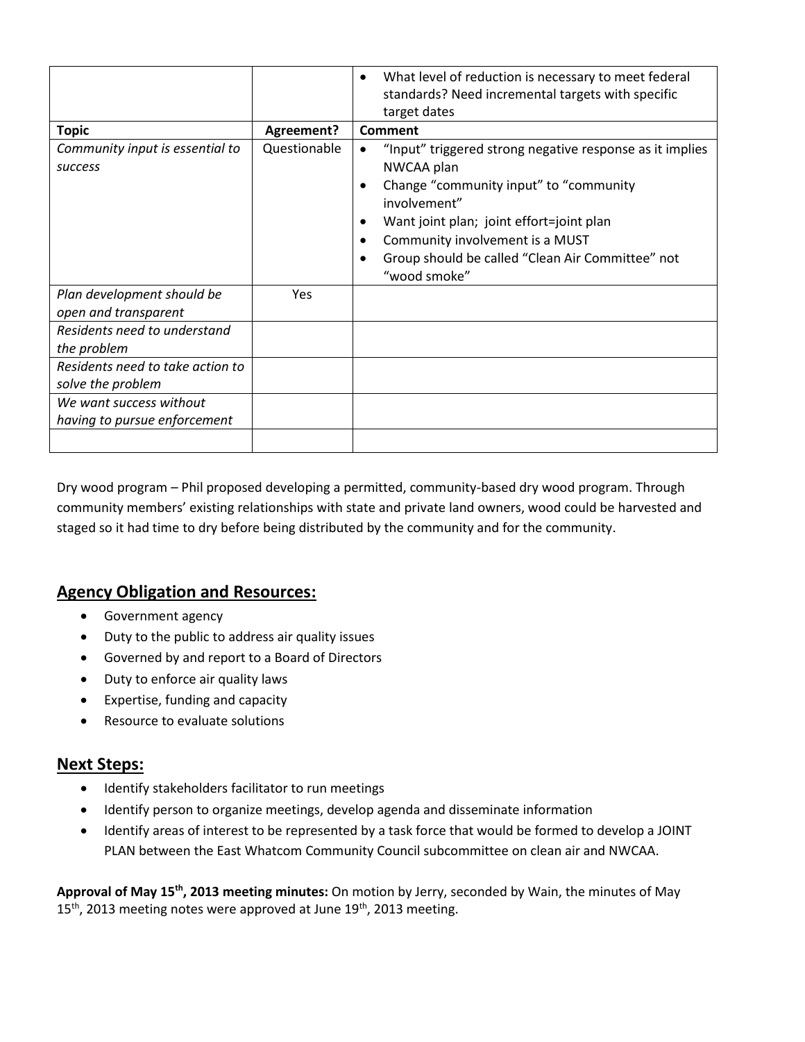| | | |
|---|---|---|
| | | • What level of reduction is necessary to meet federal standards? Need incremental targets with specific target dates |
| **Topic** | **Agreement?** | **Comment** |
| *Community input is essential to success* | Questionable | • "Input" triggered strong negative response as it implies NWCAA plan<br>• Change "community input" to "community involvement"<br>• Want joint plan; joint effort=joint plan<br>• Community involvement is a MUST<br>• Group should be called "Clean Air Committee" not "wood smoke" |
| *Plan development should be open and transparent* | Yes | |
| *Residents need to understand the problem* | | |
| *Residents need to take action to solve the problem* | | |
| *We want success without having to pursue enforcement* | | |
| | | |

Dry wood program – Phil proposed developing a permitted, community-based dry wood program. Through community members' existing relationships with state and private land owners, wood could be harvested and staged so it had time to dry before being distributed by the community and for the community.

## Agency Obligation and Resources:

- Government agency
- Duty to the public to address air quality issues
- Governed by and report to a Board of Directors
- Duty to enforce air quality laws
- Expertise, funding and capacity
- Resource to evaluate solutions

## Next Steps:

- Identify stakeholders facilitator to run meetings
- Identify person to organize meetings, develop agenda and disseminate information
- Identify areas of interest to be represented by a task force that would be formed to develop a JOINT PLAN between the East Whatcom Community Council subcommittee on clean air and NWCAA.

**Approval of May 15th, 2013 meeting minutes:** On motion by Jerry, seconded by Wain, the minutes of May 15th, 2013 meeting notes were approved at June 19th, 2013 meeting.